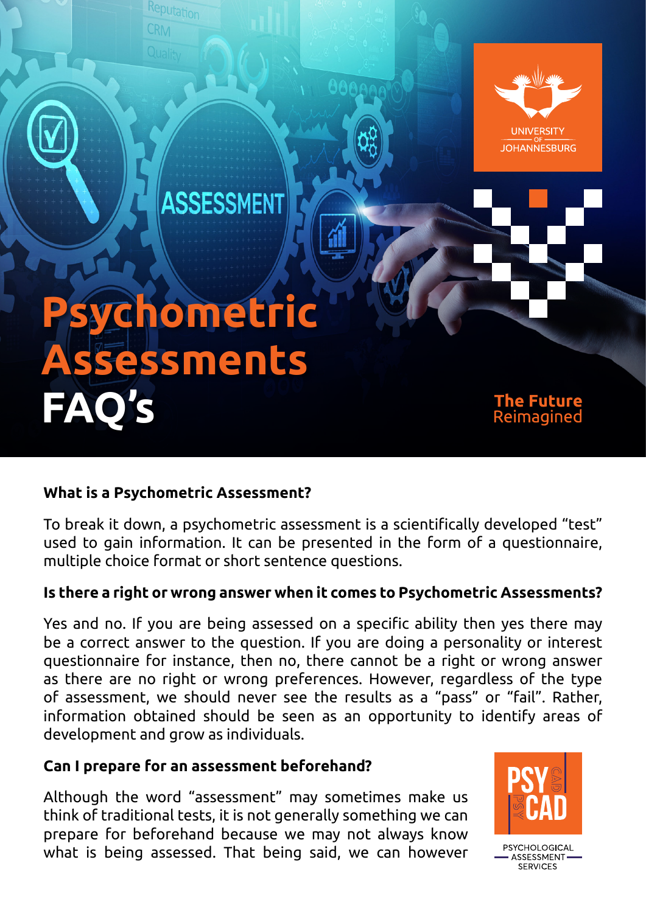# Psychometric Assessments FAQ's

The Future Reimagined

### What is a Psychometric Assessment?

To break it down, a psychometric assessment is a scientifically developed "test" used to gain information. It can be presented in the form of a questionnaire, multiple choice format or short sentence questions.

### Is there a right or wrong answer when it comes to Psychometric Assessments?

Yes and no. If you are being assessed on a specific ability then yes there may be a correct answer to the question. If you are doing a personality or interest questionnaire for instance, then no, there cannot be a right or wrong answer as there are no right or wrong preferences. However, regardless of the type of assessment, we should never see the results as a "pass" or "fail". Rather, information obtained should be seen as an opportunity to identify areas of development and grow as individuals.

### Can I prepare for an assessment beforehand?

Although the word "assessment" may sometimes make us think of traditional tests, it is not generally something we can prepare for beforehand because we may not always know what is being assessed. That being said, we can however

PSYCAD
PSYCHOLOGICAL ASSESSMENT SERVICES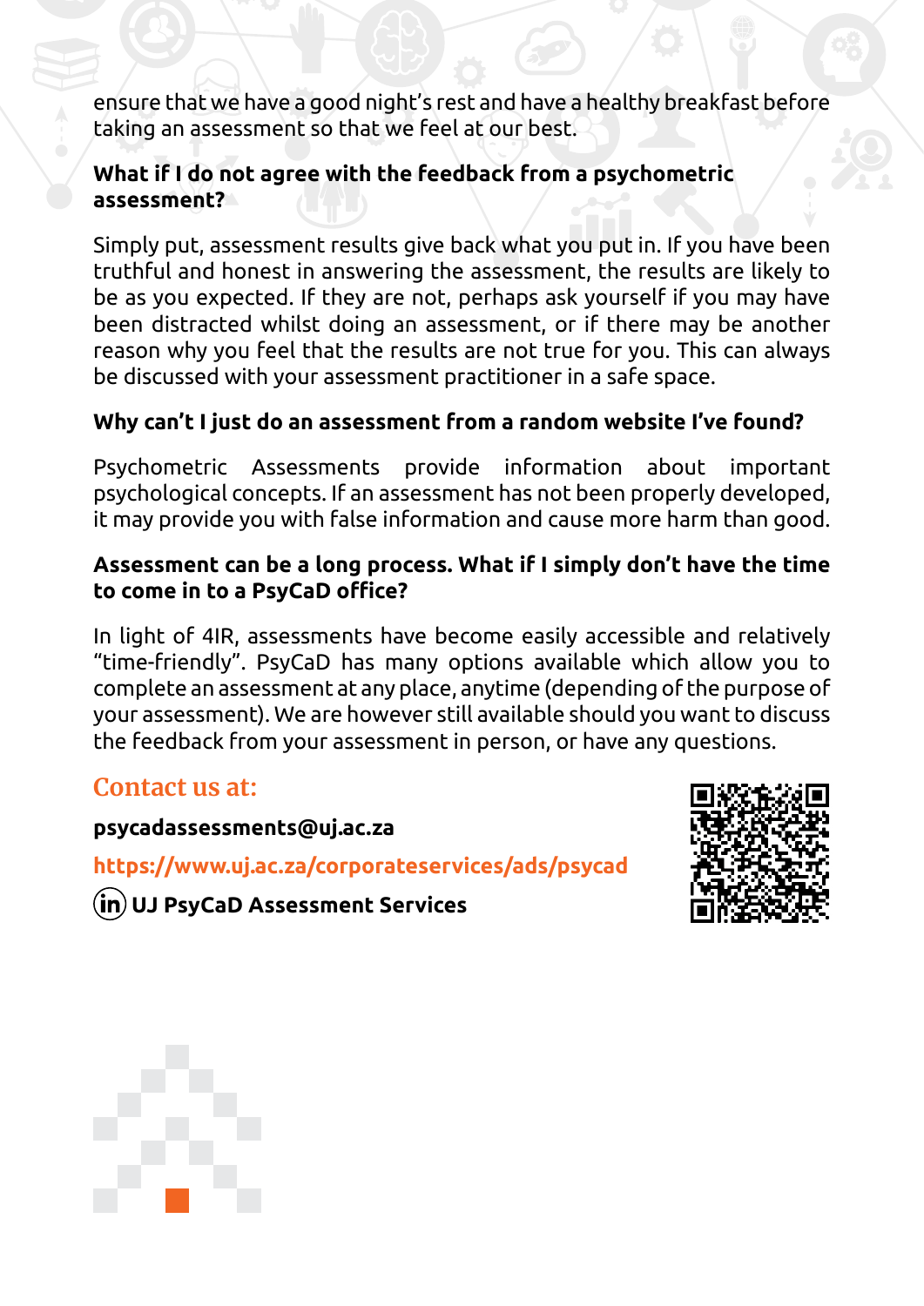ensure that we have a good night's rest and have a healthy breakfast before taking an assessment so that we feel at our best.

**What if I do not agree with the feedback from a psychometric assessment?**

Simply put, assessment results give back what you put in. If you have been truthful and honest in answering the assessment, the results are likely to be as you expected. If they are not, perhaps ask yourself if you may have been distracted whilst doing an assessment, or if there may be another reason why you feel that the results are not true for you. This can always be discussed with your assessment practitioner in a safe space.

**Why can't I just do an assessment from a random website I've found?**

Psychometric Assessments provide information about important psychological concepts. If an assessment has not been properly developed, it may provide you with false information and cause more harm than good.

**Assessment can be a long process. What if I simply don't have the time to come in to a PsyCaD office?**

In light of 4IR, assessments have become easily accessible and relatively "time-friendly". PsyCaD has many options available which allow you to complete an assessment at any place, anytime (depending of the purpose of your assessment). We are however still available should you want to discuss the feedback from your assessment in person, or have any questions.

## Contact us at:

**psycadassessments@uj.ac.za**

**https://www.uj.ac.za/corporateservices/ads/psycad**

**UJ PsyCaD Assessment Services**